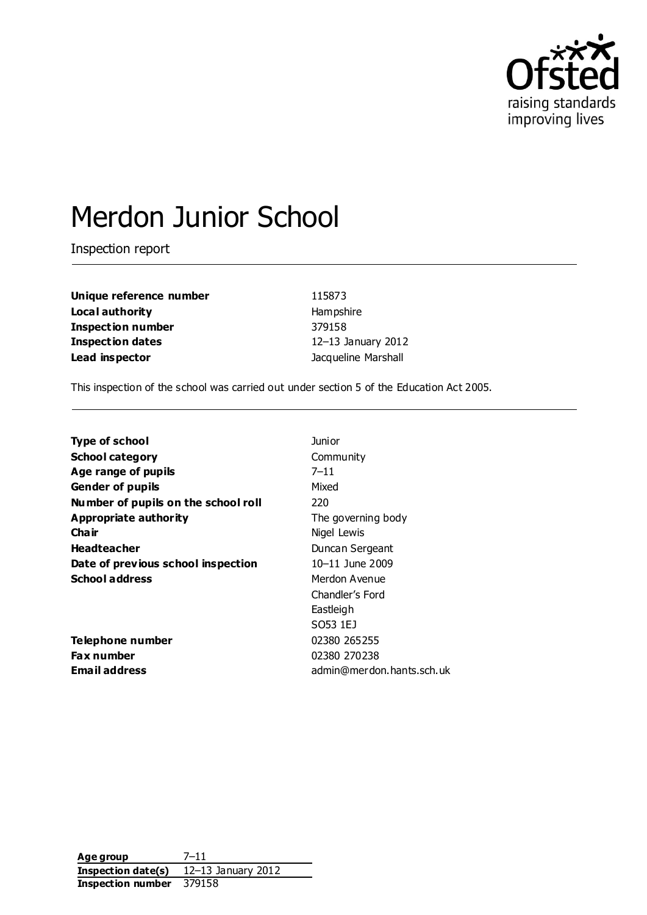Ofsted
raising standards
improving lives

# Merdon Junior School

Inspection report

| | |
|---|---|
| **Unique reference number** | 115873 |
| **Local authority** | Hampshire |
| **Inspection number** | 379158 |
| **Inspection dates** | 12–13 January 2012 |
| **Lead inspector** | Jacqueline Marshall |

This inspection of the school was carried out under section 5 of the Education Act 2005.

| | |
|---|---|
| **Type of school** | Junior |
| **School category** | Community |
| **Age range of pupils** | 7–11 |
| **Gender of pupils** | Mixed |
| **Number of pupils on the school roll** | 220 |
| **Appropriate authority** | The governing body |
| **Chair** | Nigel Lewis |
| **Headteacher** | Duncan Sergeant |
| **Date of previous school inspection** | 10–11 June 2009 |
| **School address** | Merdon Avenue<br>Chandler's Ford<br>Eastleigh<br>SO53 1EJ |
| **Telephone number** | 02380 265255 |
| **Fax number** | 02380 270238 |
| **Email address** | admin@merdon.hants.sch.uk |

| | |
|---|---|
| **Age group** | 7–11 |
| **Inspection date(s)** | 12–13 January 2012 |
| **Inspection number** | 379158 |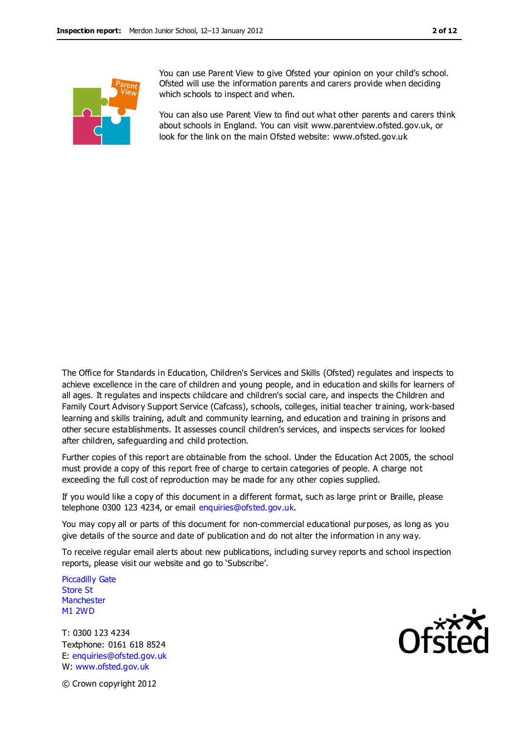You can use Parent View to give Ofsted your opinion on your child's school. Ofsted will use the information parents and carers provide when deciding which schools to inspect and when.

You can also use Parent View to find out what other parents and carers think about schools in England. You can visit www.parentview.ofsted.gov.uk, or look for the link on the main Ofsted website: www.ofsted.gov.uk

The Office for Standards in Education, Children's Services and Skills (Ofsted) regulates and inspects to achieve excellence in the care of children and young people, and in education and skills for learners of all ages. It regulates and inspects childcare and children's social care, and inspects the Children and Family Court Advisory Support Service (Cafcass), schools, colleges, initial teacher training, work-based learning and skills training, adult and community learning, and education and training in prisons and other secure establishments. It assesses council children's services, and inspects services for looked after children, safeguarding and child protection.

Further copies of this report are obtainable from the school. Under the Education Act 2005, the school must provide a copy of this report free of charge to certain categories of people. A charge not exceeding the full cost of reproduction may be made for any other copies supplied.

If you would like a copy of this document in a different format, such as large print or Braille, please telephone 0300 123 4234, or email enquiries@ofsted.gov.uk.

You may copy all or parts of this document for non-commercial educational purposes, as long as you give details of the source and date of publication and do not alter the information in any way.

To receive regular email alerts about new publications, including survey reports and school inspection reports, please visit our website and go to 'Subscribe'.

Piccadilly Gate
Store St
Manchester
M1 2WD

T: 0300 123 4234
Textphone: 0161 618 8524
E: enquiries@ofsted.gov.uk
W: www.ofsted.gov.uk

© Crown copyright 2012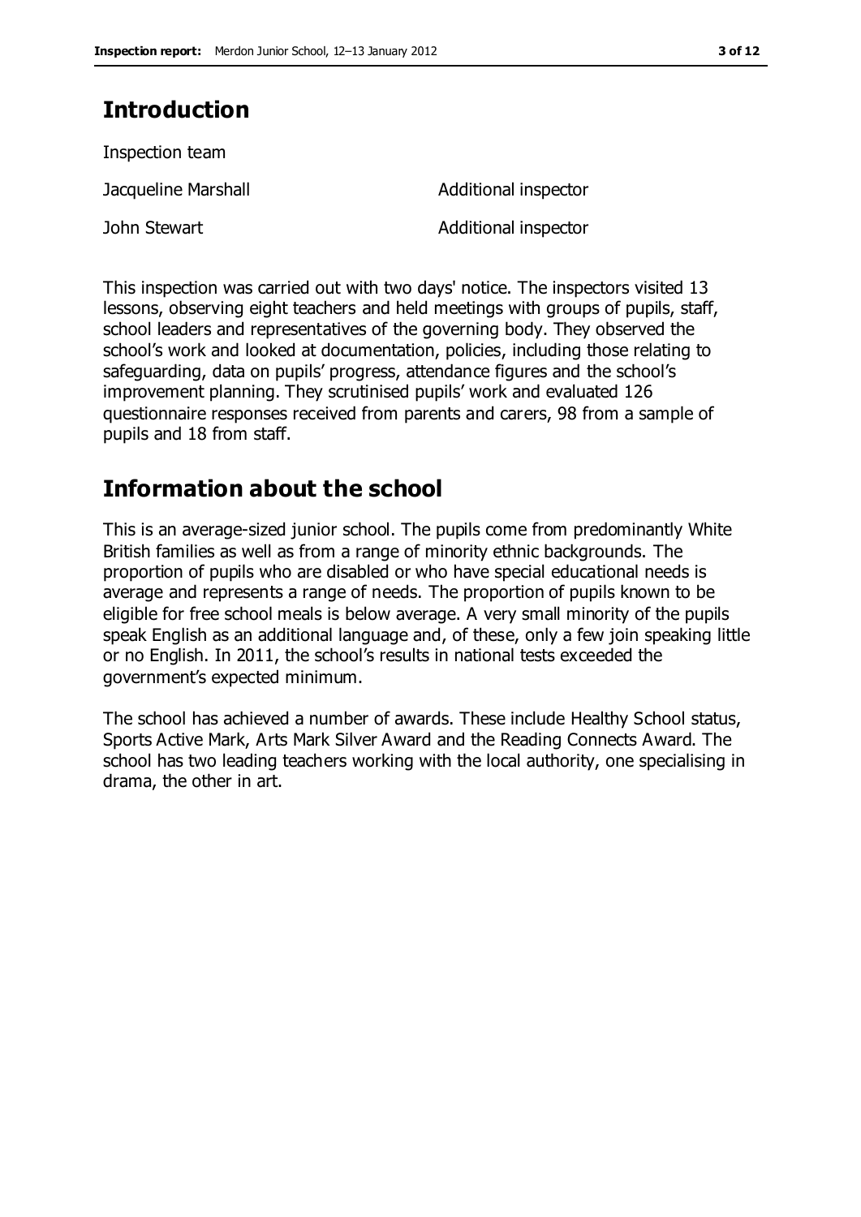## Introduction

Inspection team

| | |
|---|---|
| Jacqueline Marshall | Additional inspector |
| John Stewart | Additional inspector |

This inspection was carried out with two days' notice. The inspectors visited 13 lessons, observing eight teachers and held meetings with groups of pupils, staff, school leaders and representatives of the governing body. They observed the school's work and looked at documentation, policies, including those relating to safeguarding, data on pupils' progress, attendance figures and the school's improvement planning. They scrutinised pupils' work and evaluated 126 questionnaire responses received from parents and carers, 98 from a sample of pupils and 18 from staff.

## Information about the school

This is an average-sized junior school. The pupils come from predominantly White British families as well as from a range of minority ethnic backgrounds. The proportion of pupils who are disabled or who have special educational needs is average and represents a range of needs. The proportion of pupils known to be eligible for free school meals is below average. A very small minority of the pupils speak English as an additional language and, of these, only a few join speaking little or no English. In 2011, the school's results in national tests exceeded the government's expected minimum.

The school has achieved a number of awards. These include Healthy School status, Sports Active Mark, Arts Mark Silver Award and the Reading Connects Award. The school has two leading teachers working with the local authority, one specialising in drama, the other in art.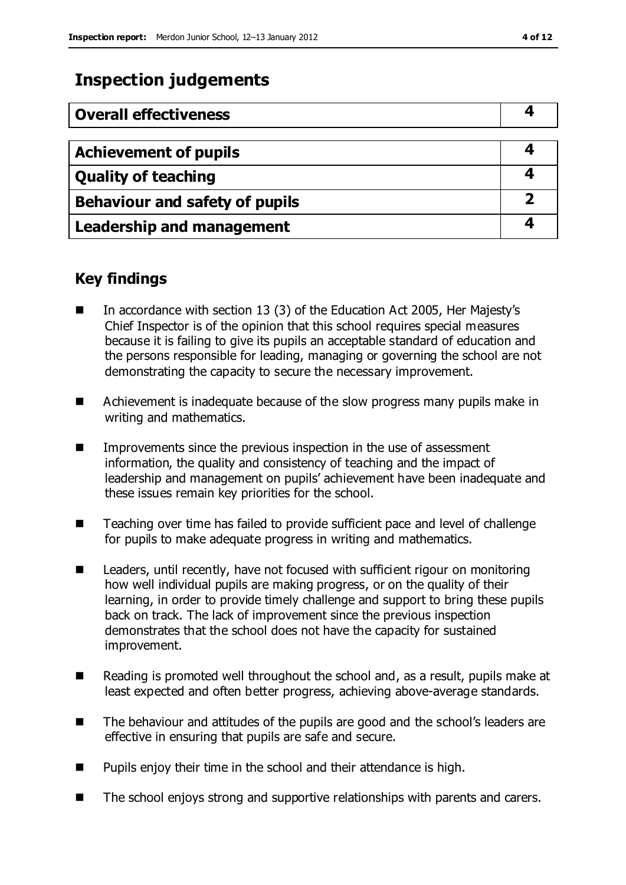# Inspection judgements

| Overall effectiveness | 4 |
|---|---|

| Achievement of pupils | 4 |
|---|---|
| Quality of teaching | 4 |
| Behaviour and safety of pupils | 2 |
| Leadership and management | 4 |

## Key findings

- In accordance with section 13 (3) of the Education Act 2005, Her Majesty's Chief Inspector is of the opinion that this school requires special measures because it is failing to give its pupils an acceptable standard of education and the persons responsible for leading, managing or governing the school are not demonstrating the capacity to secure the necessary improvement.
- Achievement is inadequate because of the slow progress many pupils make in writing and mathematics.
- Improvements since the previous inspection in the use of assessment information, the quality and consistency of teaching and the impact of leadership and management on pupils' achievement have been inadequate and these issues remain key priorities for the school.
- Teaching over time has failed to provide sufficient pace and level of challenge for pupils to make adequate progress in writing and mathematics.
- Leaders, until recently, have not focused with sufficient rigour on monitoring how well individual pupils are making progress, or on the quality of their learning, in order to provide timely challenge and support to bring these pupils back on track. The lack of improvement since the previous inspection demonstrates that the school does not have the capacity for sustained improvement.
- Reading is promoted well throughout the school and, as a result, pupils make at least expected and often better progress, achieving above-average standards.
- The behaviour and attitudes of the pupils are good and the school's leaders are effective in ensuring that pupils are safe and secure.
- Pupils enjoy their time in the school and their attendance is high.
- The school enjoys strong and supportive relationships with parents and carers.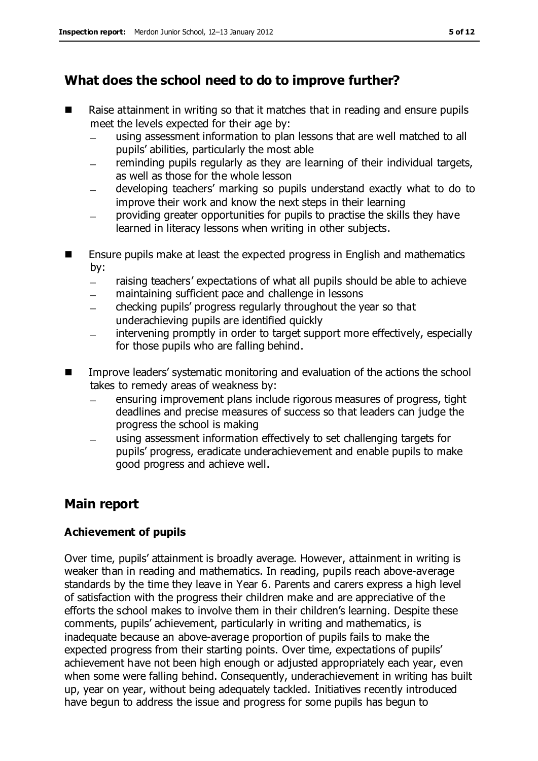## What does the school need to do to improve further?

- Raise attainment in writing so that it matches that in reading and ensure pupils meet the levels expected for their age by:
  - using assessment information to plan lessons that are well matched to all pupils' abilities, particularly the most able
  - reminding pupils regularly as they are learning of their individual targets, as well as those for the whole lesson
  - developing teachers' marking so pupils understand exactly what to do to improve their work and know the next steps in their learning
  - providing greater opportunities for pupils to practise the skills they have learned in literacy lessons when writing in other subjects.
- Ensure pupils make at least the expected progress in English and mathematics by:
  - raising teachers' expectations of what all pupils should be able to achieve
  - maintaining sufficient pace and challenge in lessons
  - checking pupils' progress regularly throughout the year so that underachieving pupils are identified quickly
  - intervening promptly in order to target support more effectively, especially for those pupils who are falling behind.
- Improve leaders' systematic monitoring and evaluation of the actions the school takes to remedy areas of weakness by:
  - ensuring improvement plans include rigorous measures of progress, tight deadlines and precise measures of success so that leaders can judge the progress the school is making
  - using assessment information effectively to set challenging targets for pupils' progress, eradicate underachievement and enable pupils to make good progress and achieve well.

## Main report

### Achievement of pupils

Over time, pupils' attainment is broadly average. However, attainment in writing is weaker than in reading and mathematics. In reading, pupils reach above-average standards by the time they leave in Year 6. Parents and carers express a high level of satisfaction with the progress their children make and are appreciative of the efforts the school makes to involve them in their children's learning. Despite these comments, pupils' achievement, particularly in writing and mathematics, is inadequate because an above-average proportion of pupils fails to make the expected progress from their starting points. Over time, expectations of pupils' achievement have not been high enough or adjusted appropriately each year, even when some were falling behind. Consequently, underachievement in writing has built up, year on year, without being adequately tackled. Initiatives recently introduced have begun to address the issue and progress for some pupils has begun to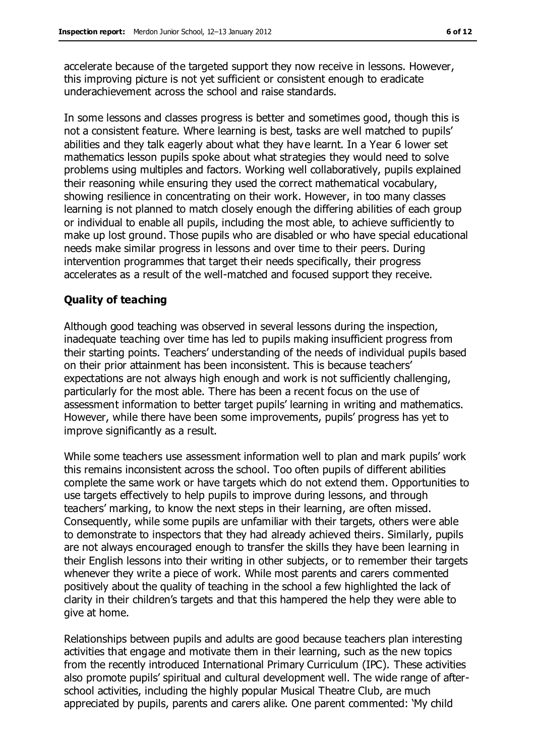accelerate because of the targeted support they now receive in lessons. However, this improving picture is not yet sufficient or consistent enough to eradicate underachievement across the school and raise standards.

In some lessons and classes progress is better and sometimes good, though this is not a consistent feature. Where learning is best, tasks are well matched to pupils' abilities and they talk eagerly about what they have learnt. In a Year 6 lower set mathematics lesson pupils spoke about what strategies they would need to solve problems using multiples and factors. Working well collaboratively, pupils explained their reasoning while ensuring they used the correct mathematical vocabulary, showing resilience in concentrating on their work. However, in too many classes learning is not planned to match closely enough the differing abilities of each group or individual to enable all pupils, including the most able, to achieve sufficiently to make up lost ground. Those pupils who are disabled or who have special educational needs make similar progress in lessons and over time to their peers. During intervention programmes that target their needs specifically, their progress accelerates as a result of the well-matched and focused support they receive.

### Quality of teaching

Although good teaching was observed in several lessons during the inspection, inadequate teaching over time has led to pupils making insufficient progress from their starting points. Teachers' understanding of the needs of individual pupils based on their prior attainment has been inconsistent. This is because teachers' expectations are not always high enough and work is not sufficiently challenging, particularly for the most able. There has been a recent focus on the use of assessment information to better target pupils' learning in writing and mathematics. However, while there have been some improvements, pupils' progress has yet to improve significantly as a result.

While some teachers use assessment information well to plan and mark pupils' work this remains inconsistent across the school. Too often pupils of different abilities complete the same work or have targets which do not extend them. Opportunities to use targets effectively to help pupils to improve during lessons, and through teachers' marking, to know the next steps in their learning, are often missed. Consequently, while some pupils are unfamiliar with their targets, others were able to demonstrate to inspectors that they had already achieved theirs. Similarly, pupils are not always encouraged enough to transfer the skills they have been learning in their English lessons into their writing in other subjects, or to remember their targets whenever they write a piece of work. While most parents and carers commented positively about the quality of teaching in the school a few highlighted the lack of clarity in their children's targets and that this hampered the help they were able to give at home.

Relationships between pupils and adults are good because teachers plan interesting activities that engage and motivate them in their learning, such as the new topics from the recently introduced International Primary Curriculum (IPC). These activities also promote pupils' spiritual and cultural development well. The wide range of after-school activities, including the highly popular Musical Theatre Club, are much appreciated by pupils, parents and carers alike. One parent commented: 'My child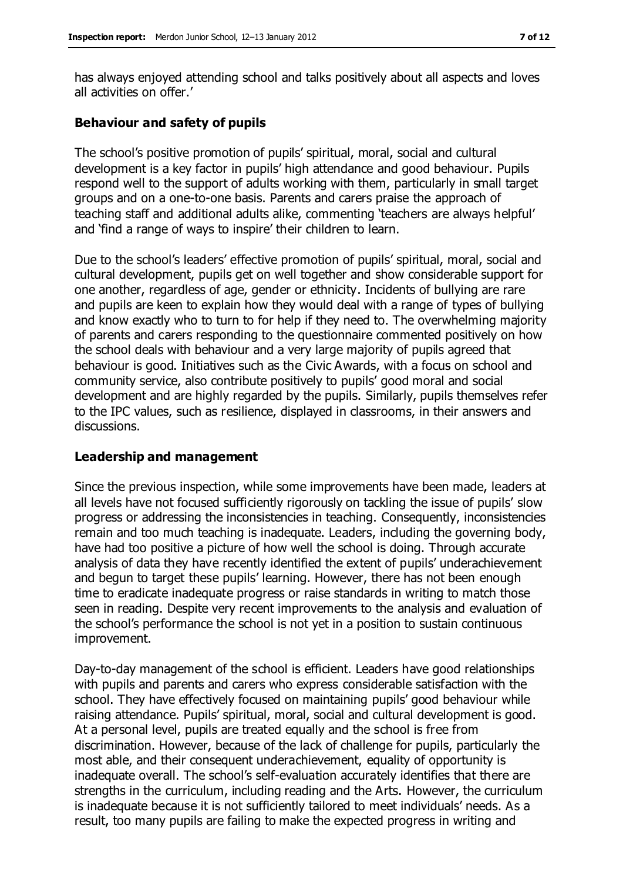has always enjoyed attending school and talks positively about all aspects and loves all activities on offer.'

### Behaviour and safety of pupils

The school's positive promotion of pupils' spiritual, moral, social and cultural development is a key factor in pupils' high attendance and good behaviour. Pupils respond well to the support of adults working with them, particularly in small target groups and on a one-to-one basis. Parents and carers praise the approach of teaching staff and additional adults alike, commenting 'teachers are always helpful' and 'find a range of ways to inspire' their children to learn.

Due to the school's leaders' effective promotion of pupils' spiritual, moral, social and cultural development, pupils get on well together and show considerable support for one another, regardless of age, gender or ethnicity. Incidents of bullying are rare and pupils are keen to explain how they would deal with a range of types of bullying and know exactly who to turn to for help if they need to. The overwhelming majority of parents and carers responding to the questionnaire commented positively on how the school deals with behaviour and a very large majority of pupils agreed that behaviour is good. Initiatives such as the Civic Awards, with a focus on school and community service, also contribute positively to pupils' good moral and social development and are highly regarded by the pupils. Similarly, pupils themselves refer to the IPC values, such as resilience, displayed in classrooms, in their answers and discussions.

### Leadership and management

Since the previous inspection, while some improvements have been made, leaders at all levels have not focused sufficiently rigorously on tackling the issue of pupils' slow progress or addressing the inconsistencies in teaching. Consequently, inconsistencies remain and too much teaching is inadequate. Leaders, including the governing body, have had too positive a picture of how well the school is doing. Through accurate analysis of data they have recently identified the extent of pupils' underachievement and begun to target these pupils' learning. However, there has not been enough time to eradicate inadequate progress or raise standards in writing to match those seen in reading. Despite very recent improvements to the analysis and evaluation of the school's performance the school is not yet in a position to sustain continuous improvement.

Day-to-day management of the school is efficient. Leaders have good relationships with pupils and parents and carers who express considerable satisfaction with the school. They have effectively focused on maintaining pupils' good behaviour while raising attendance. Pupils' spiritual, moral, social and cultural development is good. At a personal level, pupils are treated equally and the school is free from discrimination. However, because of the lack of challenge for pupils, particularly the most able, and their consequent underachievement, equality of opportunity is inadequate overall. The school's self-evaluation accurately identifies that there are strengths in the curriculum, including reading and the Arts. However, the curriculum is inadequate because it is not sufficiently tailored to meet individuals' needs. As a result, too many pupils are failing to make the expected progress in writing and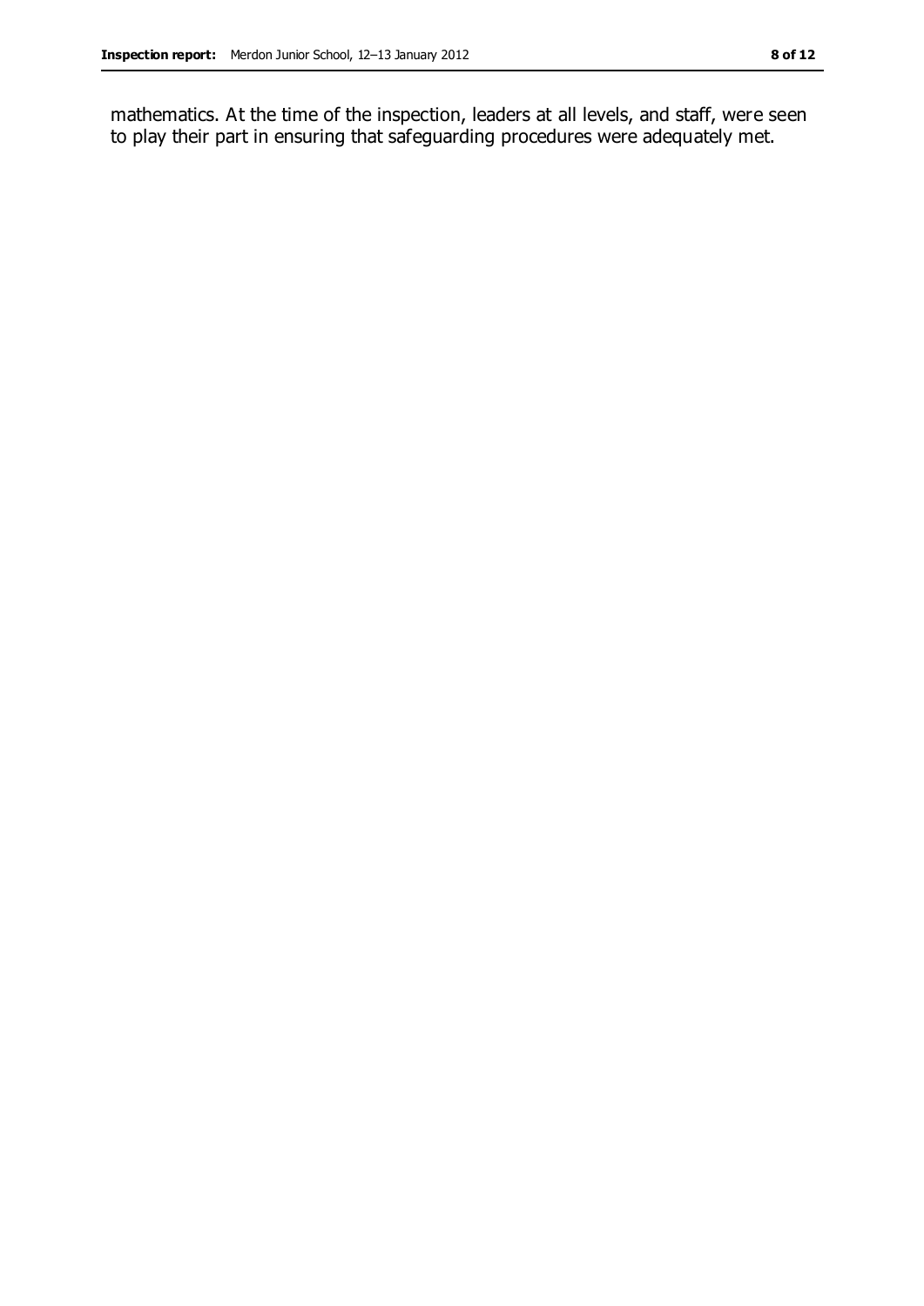mathematics. At the time of the inspection, leaders at all levels, and staff, were seen to play their part in ensuring that safeguarding procedures were adequately met.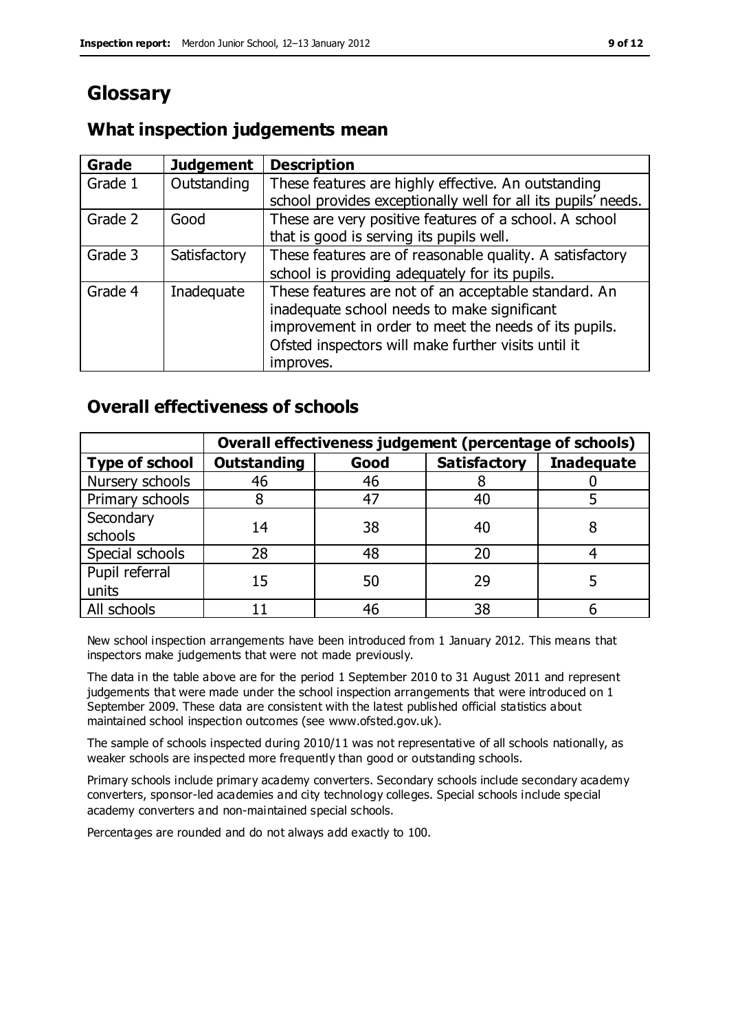# Glossary

## What inspection judgements mean

| Grade | Judgement | Description |
| --- | --- | --- |
| Grade 1 | Outstanding | These features are highly effective. An outstanding school provides exceptionally well for all its pupils' needs. |
| Grade 2 | Good | These are very positive features of a school. A school that is good is serving its pupils well. |
| Grade 3 | Satisfactory | These features are of reasonable quality. A satisfactory school is providing adequately for its pupils. |
| Grade 4 | Inadequate | These features are not of an acceptable standard. An inadequate school needs to make significant improvement in order to meet the needs of its pupils. Ofsted inspectors will make further visits until it improves. |

## Overall effectiveness of schools

| | Overall effectiveness judgement (percentage of schools) | | | |
| --- | --- | --- | --- | --- |
| **Type of school** | **Outstanding** | **Good** | **Satisfactory** | **Inadequate** |
| Nursery schools | 46 | 46 | 8 | 0 |
| Primary schools | 8 | 47 | 40 | 5 |
| Secondary schools | 14 | 38 | 40 | 8 |
| Special schools | 28 | 48 | 20 | 4 |
| Pupil referral units | 15 | 50 | 29 | 5 |
| All schools | 11 | 46 | 38 | 6 |

New school inspection arrangements have been introduced from 1 January 2012. This means that inspectors make judgements that were not made previously.

The data in the table above are for the period 1 September 2010 to 31 August 2011 and represent judgements that were made under the school inspection arrangements that were introduced on 1 September 2009. These data are consistent with the latest published official statistics about maintained school inspection outcomes (see www.ofsted.gov.uk).

The sample of schools inspected during 2010/11 was not representative of all schools nationally, as weaker schools are inspected more frequently than good or outstanding schools.

Primary schools include primary academy converters. Secondary schools include secondary academy converters, sponsor-led academies and city technology colleges. Special schools include special academy converters and non-maintained special schools.

Percentages are rounded and do not always add exactly to 100.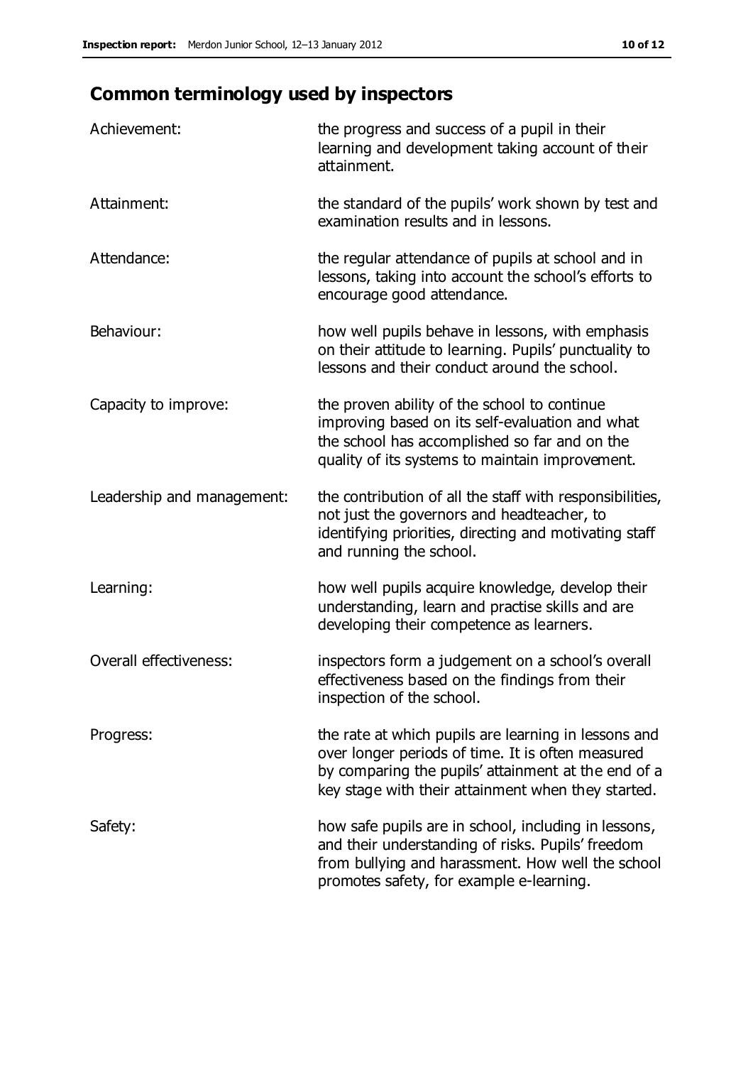## Common terminology used by inspectors

| | |
|---|---|
| Achievement: | the progress and success of a pupil in their learning and development taking account of their attainment. |
| Attainment: | the standard of the pupils' work shown by test and examination results and in lessons. |
| Attendance: | the regular attendance of pupils at school and in lessons, taking into account the school's efforts to encourage good attendance. |
| Behaviour: | how well pupils behave in lessons, with emphasis on their attitude to learning. Pupils' punctuality to lessons and their conduct around the school. |
| Capacity to improve: | the proven ability of the school to continue improving based on its self-evaluation and what the school has accomplished so far and on the quality of its systems to maintain improvement. |
| Leadership and management: | the contribution of all the staff with responsibilities, not just the governors and headteacher, to identifying priorities, directing and motivating staff and running the school. |
| Learning: | how well pupils acquire knowledge, develop their understanding, learn and practise skills and are developing their competence as learners. |
| Overall effectiveness: | inspectors form a judgement on a school's overall effectiveness based on the findings from their inspection of the school. |
| Progress: | the rate at which pupils are learning in lessons and over longer periods of time. It is often measured by comparing the pupils' attainment at the end of a key stage with their attainment when they started. |
| Safety: | how safe pupils are in school, including in lessons, and their understanding of risks. Pupils' freedom from bullying and harassment. How well the school promotes safety, for example e-learning. |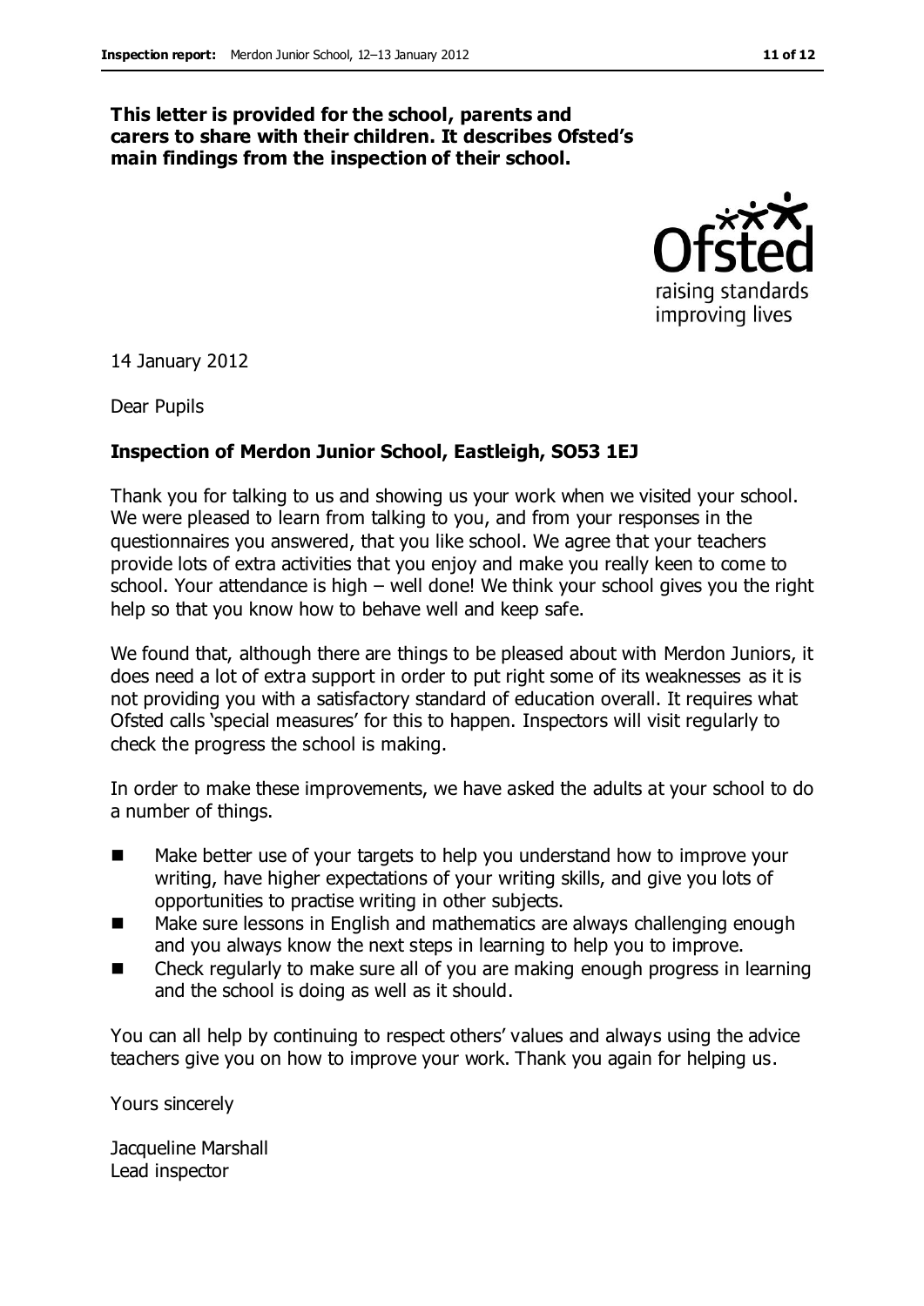**This letter is provided for the school, parents and carers to share with their children. It describes Ofsted's main findings from the inspection of their school.**

14 January 2012

Dear Pupils

**Inspection of Merdon Junior School, Eastleigh, SO53 1EJ**

Thank you for talking to us and showing us your work when we visited your school. We were pleased to learn from talking to you, and from your responses in the questionnaires you answered, that you like school. We agree that your teachers provide lots of extra activities that you enjoy and make you really keen to come to school. Your attendance is high – well done! We think your school gives you the right help so that you know how to behave well and keep safe.

We found that, although there are things to be pleased about with Merdon Juniors, it does need a lot of extra support in order to put right some of its weaknesses as it is not providing you with a satisfactory standard of education overall. It requires what Ofsted calls 'special measures' for this to happen. Inspectors will visit regularly to check the progress the school is making.

In order to make these improvements, we have asked the adults at your school to do a number of things.

- Make better use of your targets to help you understand how to improve your writing, have higher expectations of your writing skills, and give you lots of opportunities to practise writing in other subjects.
- Make sure lessons in English and mathematics are always challenging enough and you always know the next steps in learning to help you to improve.
- Check regularly to make sure all of you are making enough progress in learning and the school is doing as well as it should.

You can all help by continuing to respect others' values and always using the advice teachers give you on how to improve your work. Thank you again for helping us.

Yours sincerely

Jacqueline Marshall
Lead inspector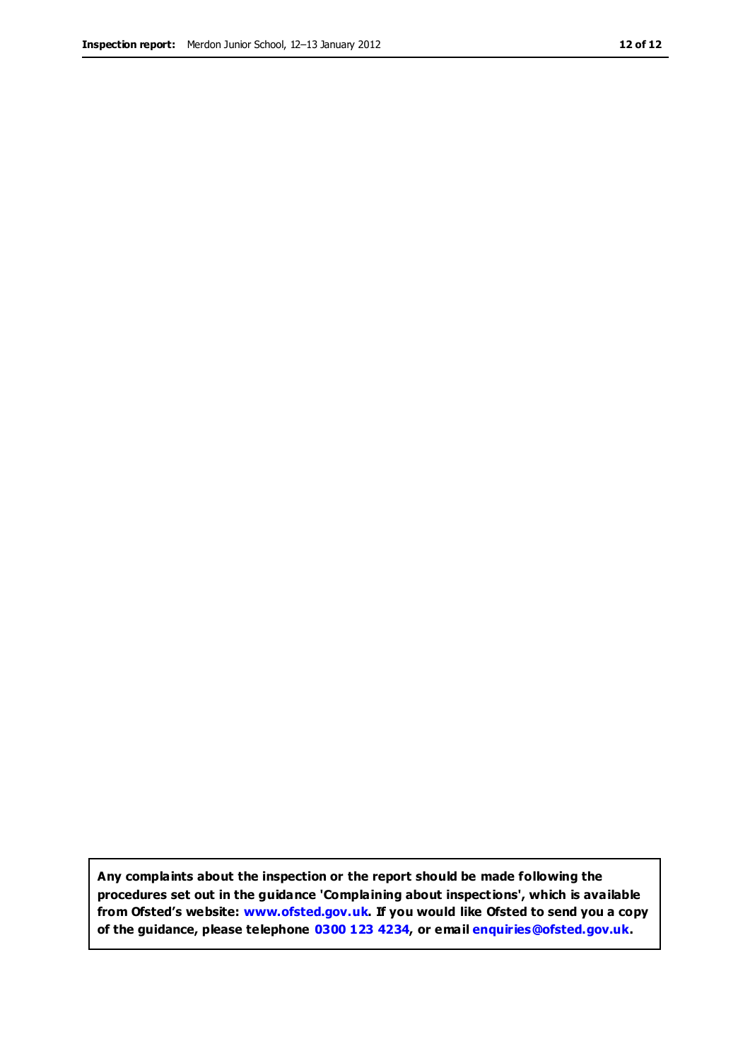**Any complaints about the inspection or the report should be made following the procedures set out in the guidance 'Complaining about inspections', which is available from Ofsted's website: www.ofsted.gov.uk. If you would like Ofsted to send you a copy of the guidance, please telephone 0300 123 4234, or email enquiries@ofsted.gov.uk.**